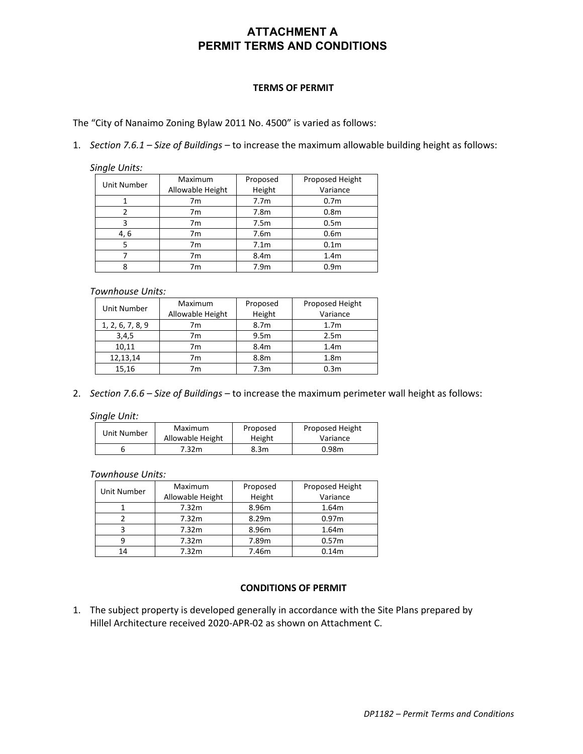# ATTACHMENT A
# PERMIT TERMS AND CONDITIONS

### TERMS OF PERMIT

The "City of Nanaimo Zoning Bylaw 2011 No. 4500" is varied as follows:

1. *Section 7.6.1 – Size of Buildings* – to increase the maximum allowable building height as follows:

*Single Units:*

| Unit Number | Maximum Allowable Height | Proposed Height | Proposed Height Variance |
|---|---|---|---|
| 1 | 7m | 7.7m | 0.7m |
| 2 | 7m | 7.8m | 0.8m |
| 3 | 7m | 7.5m | 0.5m |
| 4, 6 | 7m | 7.6m | 0.6m |
| 5 | 7m | 7.1m | 0.1m |
| 7 | 7m | 8.4m | 1.4m |
| 8 | 7m | 7.9m | 0.9m |

*Townhouse Units:*

| Unit Number | Maximum Allowable Height | Proposed Height | Proposed Height Variance |
|---|---|---|---|
| 1, 2, 6, 7, 8, 9 | 7m | 8.7m | 1.7m |
| 3,4,5 | 7m | 9.5m | 2.5m |
| 10,11 | 7m | 8.4m | 1.4m |
| 12,13,14 | 7m | 8.8m | 1.8m |
| 15,16 | 7m | 7.3m | 0.3m |

2. *Section 7.6.6 – Size of Buildings* – to increase the maximum perimeter wall height as follows:

*Single Unit:*

| Unit Number | Maximum Allowable Height | Proposed Height | Proposed Height Variance |
|---|---|---|---|
| 6 | 7.32m | 8.3m | 0.98m |

*Townhouse Units:*

| Unit Number | Maximum Allowable Height | Proposed Height | Proposed Height Variance |
|---|---|---|---|
| 1 | 7.32m | 8.96m | 1.64m |
| 2 | 7.32m | 8.29m | 0.97m |
| 3 | 7.32m | 8.96m | 1.64m |
| 9 | 7.32m | 7.89m | 0.57m |
| 14 | 7.32m | 7.46m | 0.14m |

### CONDITIONS OF PERMIT

1. The subject property is developed generally in accordance with the Site Plans prepared by Hillel Architecture received 2020-APR-02 as shown on Attachment C.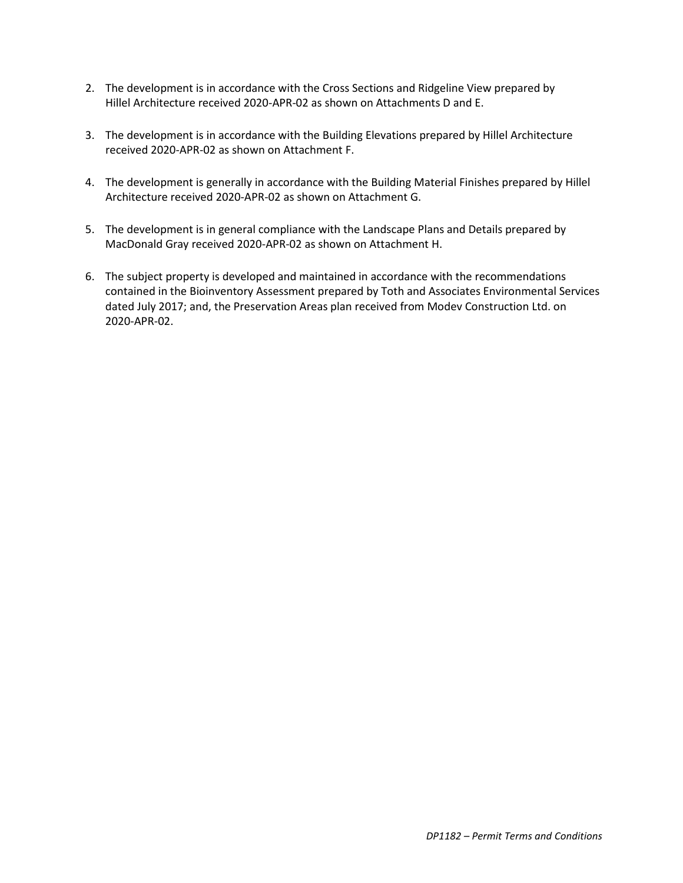2. The development is in accordance with the Cross Sections and Ridgeline View prepared by Hillel Architecture received 2020-APR-02 as shown on Attachments D and E.

3. The development is in accordance with the Building Elevations prepared by Hillel Architecture received 2020-APR-02 as shown on Attachment F.

4. The development is generally in accordance with the Building Material Finishes prepared by Hillel Architecture received 2020-APR-02 as shown on Attachment G.

5. The development is in general compliance with the Landscape Plans and Details prepared by MacDonald Gray received 2020-APR-02 as shown on Attachment H.

6. The subject property is developed and maintained in accordance with the recommendations contained in the Bioinventory Assessment prepared by Toth and Associates Environmental Services dated July 2017; and, the Preservation Areas plan received from Modev Construction Ltd. on 2020-APR-02.